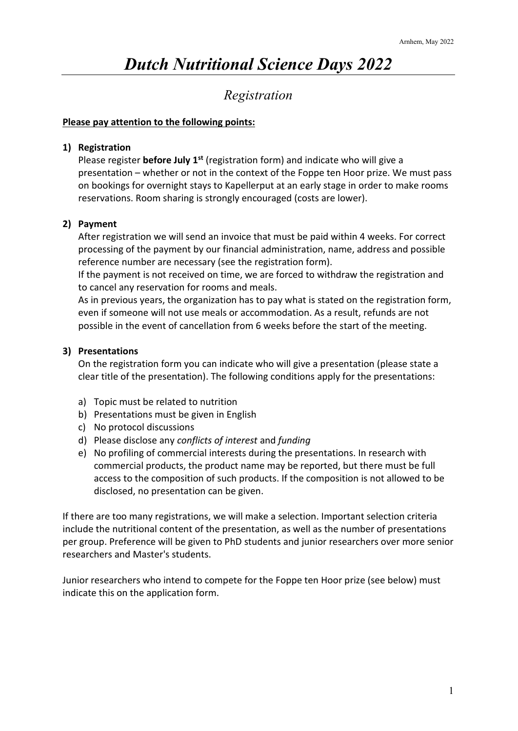Arnhem, May 2022

# *Dutch Nutritional Science Days 2022*

## *Registration*

**Please pay attention to the following points:**

**1) Registration**

Please register **before July 1st** (registration form) and indicate who will give a presentation – whether or not in the context of the Foppe ten Hoor prize. We must pass on bookings for overnight stays to Kapellerput at an early stage in order to make rooms reservations. Room sharing is strongly encouraged (costs are lower).

**2) Payment**

After registration we will send an invoice that must be paid within 4 weeks. For correct processing of the payment by our financial administration, name, address and possible reference number are necessary (see the registration form).

If the payment is not received on time, we are forced to withdraw the registration and to cancel any reservation for rooms and meals.

As in previous years, the organization has to pay what is stated on the registration form, even if someone will not use meals or accommodation. As a result, refunds are not possible in the event of cancellation from 6 weeks before the start of the meeting.

**3) Presentations**

On the registration form you can indicate who will give a presentation (please state a clear title of the presentation). The following conditions apply for the presentations:

a) Topic must be related to nutrition
b) Presentations must be given in English
c) No protocol discussions
d) Please disclose any *conflicts of interest* and *funding*
e) No profiling of commercial interests during the presentations. In research with commercial products, the product name may be reported, but there must be full access to the composition of such products. If the composition is not allowed to be disclosed, no presentation can be given.

If there are too many registrations, we will make a selection. Important selection criteria include the nutritional content of the presentation, as well as the number of presentations per group. Preference will be given to PhD students and junior researchers over more senior researchers and Master's students.

Junior researchers who intend to compete for the Foppe ten Hoor prize (see below) must indicate this on the application form.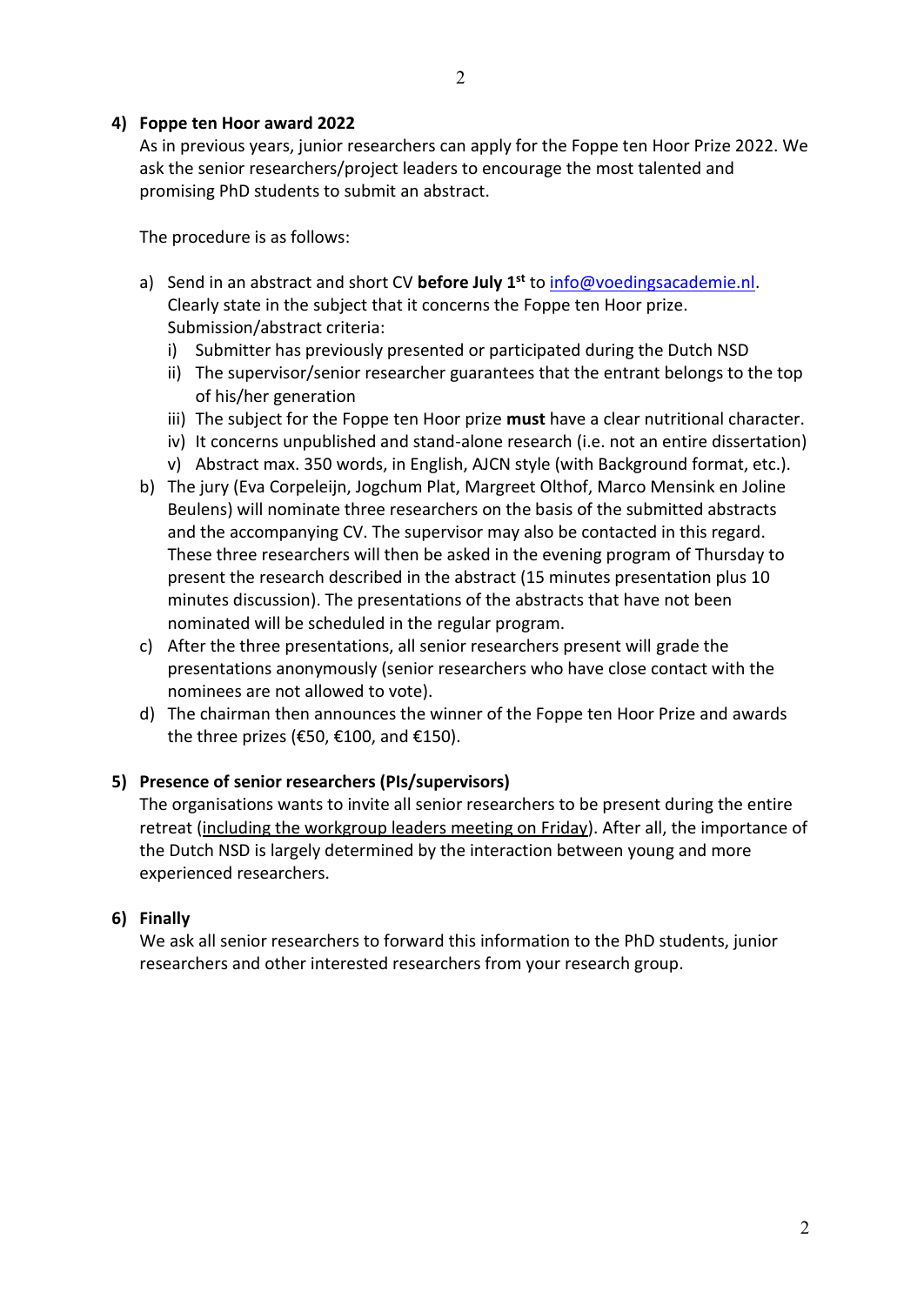## 4) Foppe ten Hoor award 2022

As in previous years, junior researchers can apply for the Foppe ten Hoor Prize 2022. We ask the senior researchers/project leaders to encourage the most talented and promising PhD students to submit an abstract.

The procedure is as follows:

a) Send in an abstract and short CV **before July 1st** to info@voedingsacademie.nl. Clearly state in the subject that it concerns the Foppe ten Hoor prize. Submission/abstract criteria:
   i) Submitter has previously presented or participated during the Dutch NSD
   ii) The supervisor/senior researcher guarantees that the entrant belongs to the top of his/her generation
   iii) The subject for the Foppe ten Hoor prize **must** have a clear nutritional character.
   iv) It concerns unpublished and stand-alone research (i.e. not an entire dissertation)
   v) Abstract max. 350 words, in English, AJCN style (with Background format, etc.).

b) The jury (Eva Corpeleijn, Jogchum Plat, Margreet Olthof, Marco Mensink en Joline Beulens) will nominate three researchers on the basis of the submitted abstracts and the accompanying CV. The supervisor may also be contacted in this regard. These three researchers will then be asked in the evening program of Thursday to present the research described in the abstract (15 minutes presentation plus 10 minutes discussion). The presentations of the abstracts that have not been nominated will be scheduled in the regular program.

c) After the three presentations, all senior researchers present will grade the presentations anonymously (senior researchers who have close contact with the nominees are not allowed to vote).

d) The chairman then announces the winner of the Foppe ten Hoor Prize and awards the three prizes (€50, €100, and €150).

## 5) Presence of senior researchers (PIs/supervisors)

The organisations wants to invite all senior researchers to be present during the entire retreat (including the workgroup leaders meeting on Friday). After all, the importance of the Dutch NSD is largely determined by the interaction between young and more experienced researchers.

## 6) Finally

We ask all senior researchers to forward this information to the PhD students, junior researchers and other interested researchers from your research group.